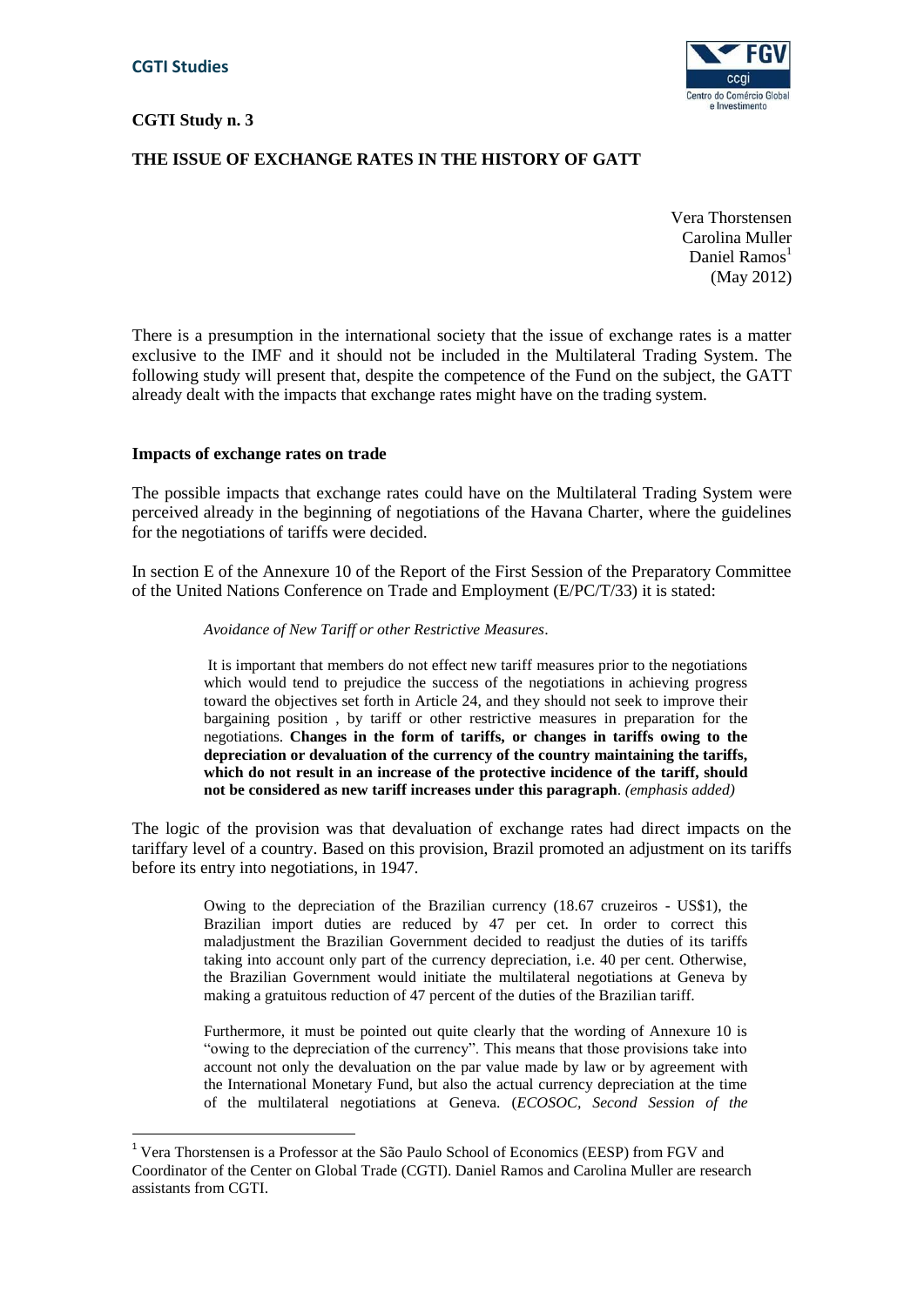**CGTI Studies**

**CGTI Study n. 3**

# THE ISSUE OF EXCHANGE RATES IN THE HISTORY OF GATT

Vera Thorstensen
Carolina Muller
Daniel Ramos[1]
(May 2012)

There is a presumption in the international society that the issue of exchange rates is a matter exclusive to the IMF and it should not be included in the Multilateral Trading System. The following study will present that, despite the competence of the Fund on the subject, the GATT already dealt with the impacts that exchange rates might have on the trading system.

## Impacts of exchange rates on trade

The possible impacts that exchange rates could have on the Multilateral Trading System were perceived already in the beginning of negotiations of the Havana Charter, where the guidelines for the negotiations of tariffs were decided.

In section E of the Annexure 10 of the Report of the First Session of the Preparatory Committee of the United Nations Conference on Trade and Employment (E/PC/T/33) it is stated:

> *Avoidance of New Tariff or other Restrictive Measures*.
>
> It is important that members do not effect new tariff measures prior to the negotiations which would tend to prejudice the success of the negotiations in achieving progress toward the objectives set forth in Article 24, and they should not seek to improve their bargaining position , by tariff or other restrictive measures in preparation for the negotiations. **Changes in the form of tariffs, or changes in tariffs owing to the depreciation or devaluation of the currency of the country maintaining the tariffs, which do not result in an increase of the protective incidence of the tariff, should not be considered as new tariff increases under this paragraph**. *(emphasis added)*

The logic of the provision was that devaluation of exchange rates had direct impacts on the tariffary level of a country. Based on this provision, Brazil promoted an adjustment on its tariffs before its entry into negotiations, in 1947.

> Owing to the depreciation of the Brazilian currency (18.67 cruzeiros - US$1), the Brazilian import duties are reduced by 47 per cet. In order to correct this maladjustment the Brazilian Government decided to readjust the duties of its tariffs taking into account only part of the currency depreciation, i.e. 40 per cent. Otherwise, the Brazilian Government would initiate the multilateral negotiations at Geneva by making a gratuitous reduction of 47 percent of the duties of the Brazilian tariff.
>
> Furthermore, it must be pointed out quite clearly that the wording of Annexure 10 is "owing to the depreciation of the currency". This means that those provisions take into account not only the devaluation on the par value made by law or by agreement with the International Monetary Fund, but also the actual currency depreciation at the time of the multilateral negotiations at Geneva. (*ECOSOC, Second Session of the*

[1] Vera Thorstensen is a Professor at the São Paulo School of Economics (EESP) from FGV and Coordinator of the Center on Global Trade (CGTI). Daniel Ramos and Carolina Muller are research assistants from CGTI.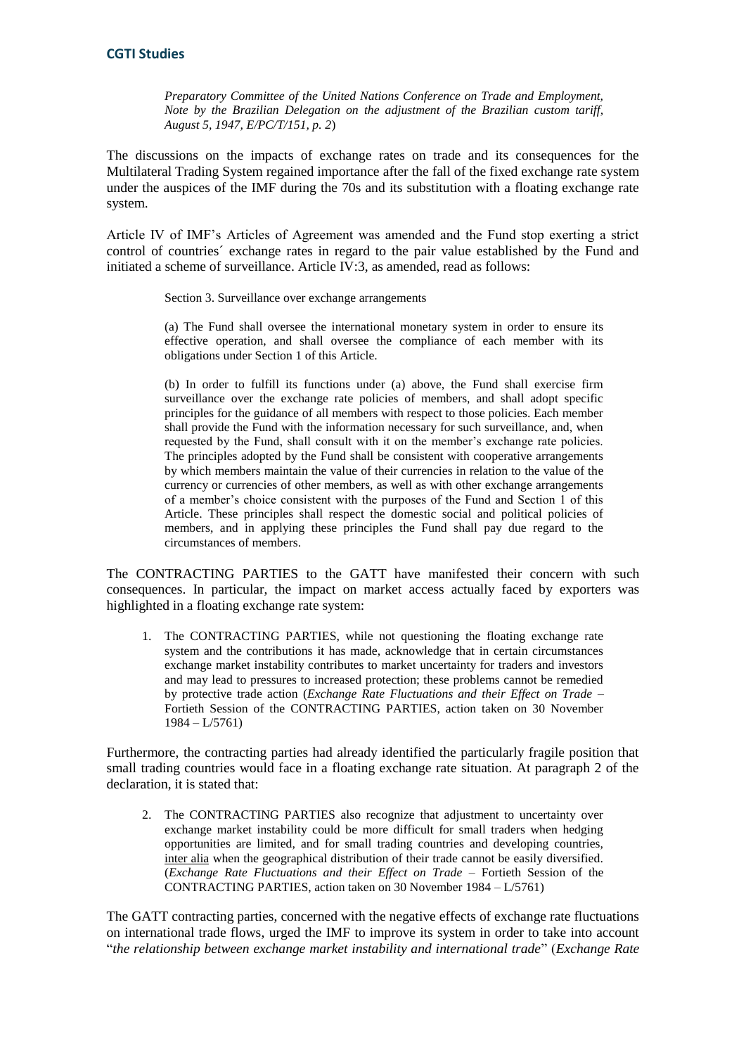*Preparatory Committee of the United Nations Conference on Trade and Employment, Note by the Brazilian Delegation on the adjustment of the Brazilian custom tariff, August 5, 1947, E/PC/T/151, p. 2*)

The discussions on the impacts of exchange rates on trade and its consequences for the Multilateral Trading System regained importance after the fall of the fixed exchange rate system under the auspices of the IMF during the 70s and its substitution with a floating exchange rate system.

Article IV of IMF's Articles of Agreement was amended and the Fund stop exerting a strict control of countries´ exchange rates in regard to the pair value established by the Fund and initiated a scheme of surveillance. Article IV:3, as amended, read as follows:

> Section 3. Surveillance over exchange arrangements
>
> (a) The Fund shall oversee the international monetary system in order to ensure its effective operation, and shall oversee the compliance of each member with its obligations under Section 1 of this Article.
>
> (b) In order to fulfill its functions under (a) above, the Fund shall exercise firm surveillance over the exchange rate policies of members, and shall adopt specific principles for the guidance of all members with respect to those policies. Each member shall provide the Fund with the information necessary for such surveillance, and, when requested by the Fund, shall consult with it on the member's exchange rate policies. The principles adopted by the Fund shall be consistent with cooperative arrangements by which members maintain the value of their currencies in relation to the value of the currency or currencies of other members, as well as with other exchange arrangements of a member's choice consistent with the purposes of the Fund and Section 1 of this Article. These principles shall respect the domestic social and political policies of members, and in applying these principles the Fund shall pay due regard to the circumstances of members.

The CONTRACTING PARTIES to the GATT have manifested their concern with such consequences. In particular, the impact on market access actually faced by exporters was highlighted in a floating exchange rate system:

> 1. The CONTRACTING PARTIES, while not questioning the floating exchange rate system and the contributions it has made, acknowledge that in certain circumstances exchange market instability contributes to market uncertainty for traders and investors and may lead to pressures to increased protection; these problems cannot be remedied by protective trade action (*Exchange Rate Fluctuations and their Effect on Trade* – Fortieth Session of the CONTRACTING PARTIES, action taken on 30 November 1984 – L/5761)

Furthermore, the contracting parties had already identified the particularly fragile position that small trading countries would face in a floating exchange rate situation. At paragraph 2 of the declaration, it is stated that:

> 2. The CONTRACTING PARTIES also recognize that adjustment to uncertainty over exchange market instability could be more difficult for small traders when hedging opportunities are limited, and for small trading countries and developing countries, inter alia when the geographical distribution of their trade cannot be easily diversified. (*Exchange Rate Fluctuations and their Effect on Trade* – Fortieth Session of the CONTRACTING PARTIES, action taken on 30 November 1984 – L/5761)

The GATT contracting parties, concerned with the negative effects of exchange rate fluctuations on international trade flows, urged the IMF to improve its system in order to take into account "*the relationship between exchange market instability and international trade*" (*Exchange Rate*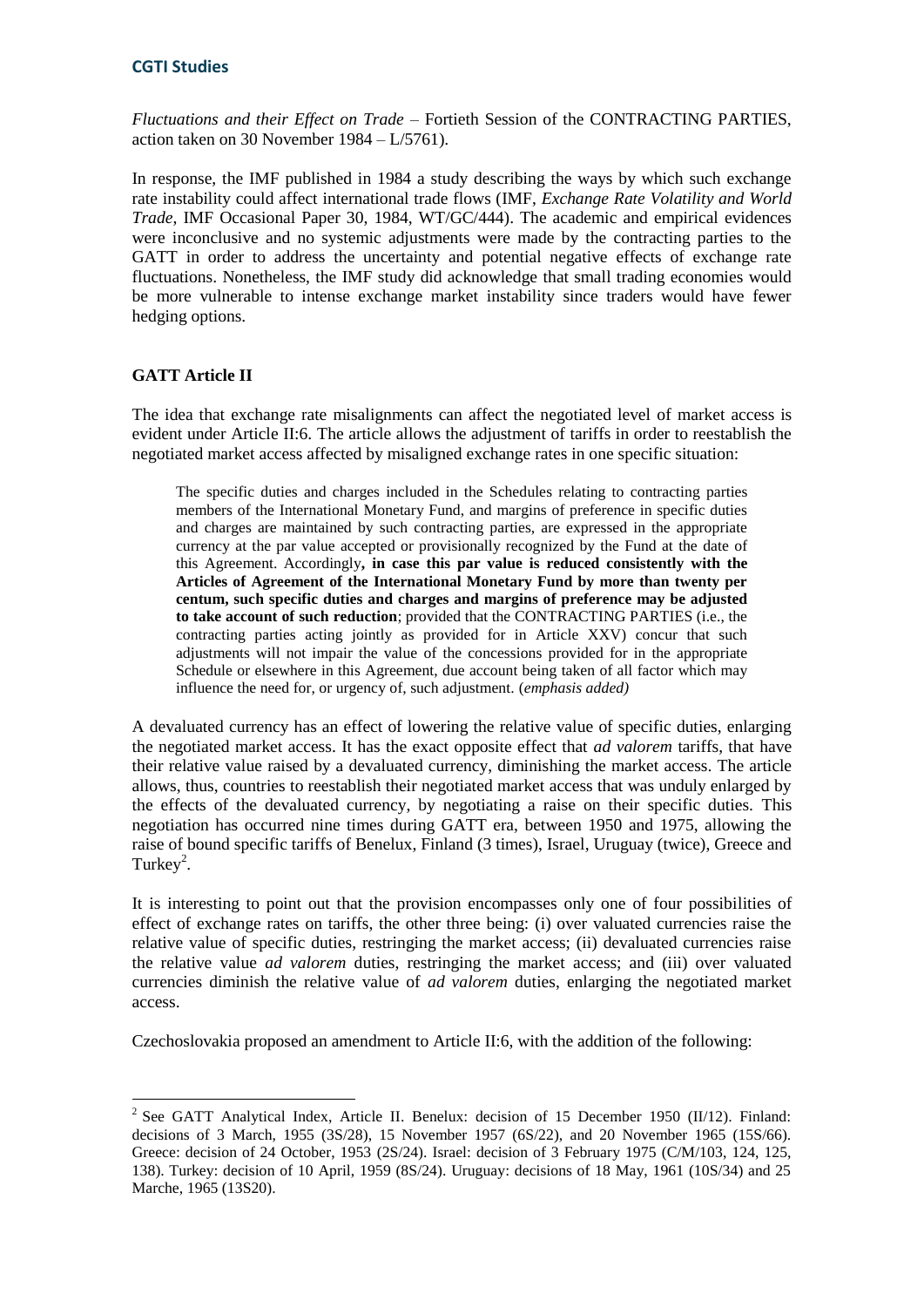*Fluctuations and their Effect on Trade* – Fortieth Session of the CONTRACTING PARTIES, action taken on 30 November 1984 – L/5761).

In response, the IMF published in 1984 a study describing the ways by which such exchange rate instability could affect international trade flows (IMF, *Exchange Rate Volatility and World Trade*, IMF Occasional Paper 30, 1984, WT/GC/444). The academic and empirical evidences were inconclusive and no systemic adjustments were made by the contracting parties to the GATT in order to address the uncertainty and potential negative effects of exchange rate fluctuations. Nonetheless, the IMF study did acknowledge that small trading economies would be more vulnerable to intense exchange market instability since traders would have fewer hedging options.

## GATT Article II

The idea that exchange rate misalignments can affect the negotiated level of market access is evident under Article II:6. The article allows the adjustment of tariffs in order to reestablish the negotiated market access affected by misaligned exchange rates in one specific situation:

> The specific duties and charges included in the Schedules relating to contracting parties members of the International Monetary Fund, and margins of preference in specific duties and charges are maintained by such contracting parties, are expressed in the appropriate currency at the par value accepted or provisionally recognized by the Fund at the date of this Agreement. Accordingly**, in case this par value is reduced consistently with the Articles of Agreement of the International Monetary Fund by more than twenty per centum, such specific duties and charges and margins of preference may be adjusted to take account of such reduction**; provided that the CONTRACTING PARTIES (i.e., the contracting parties acting jointly as provided for in Article XXV) concur that such adjustments will not impair the value of the concessions provided for in the appropriate Schedule or elsewhere in this Agreement, due account being taken of all factor which may influence the need for, or urgency of, such adjustment. (*emphasis added)*

A devaluated currency has an effect of lowering the relative value of specific duties, enlarging the negotiated market access. It has the exact opposite effect that *ad valorem* tariffs, that have their relative value raised by a devaluated currency, diminishing the market access. The article allows, thus, countries to reestablish their negotiated market access that was unduly enlarged by the effects of the devaluated currency, by negotiating a raise on their specific duties. This negotiation has occurred nine times during GATT era, between 1950 and 1975, allowing the raise of bound specific tariffs of Benelux, Finland (3 times), Israel, Uruguay (twice), Greece and Turkey[2].

It is interesting to point out that the provision encompasses only one of four possibilities of effect of exchange rates on tariffs, the other three being: (i) over valuated currencies raise the relative value of specific duties, restringing the market access; (ii) devaluated currencies raise the relative value *ad valorem* duties, restringing the market access; and (iii) over valuated currencies diminish the relative value of *ad valorem* duties, enlarging the negotiated market access.

Czechoslovakia proposed an amendment to Article II:6, with the addition of the following:

---

[2] See GATT Analytical Index, Article II. Benelux: decision of 15 December 1950 (II/12). Finland: decisions of 3 March, 1955 (3S/28), 15 November 1957 (6S/22), and 20 November 1965 (15S/66). Greece: decision of 24 October, 1953 (2S/24). Israel: decision of 3 February 1975 (C/M/103, 124, 125, 138). Turkey: decision of 10 April, 1959 (8S/24). Uruguay: decisions of 18 May, 1961 (10S/34) and 25 Marche, 1965 (13S20).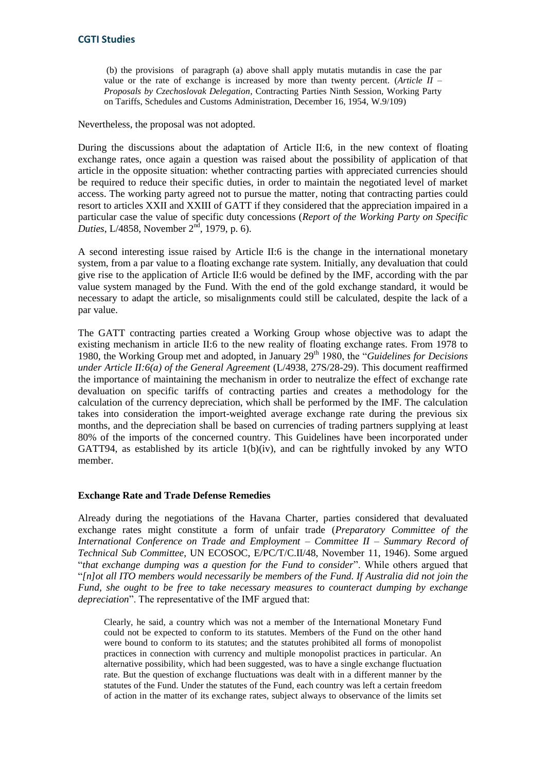(b) the provisions of paragraph (a) above shall apply mutatis mutandis in case the par value or the rate of exchange is increased by more than twenty percent. (*Article II – Proposals by Czechoslovak Delegation*, Contracting Parties Ninth Session, Working Party on Tariffs, Schedules and Customs Administration, December 16, 1954, W.9/109)

Nevertheless, the proposal was not adopted.

During the discussions about the adaptation of Article II:6, in the new context of floating exchange rates, once again a question was raised about the possibility of application of that article in the opposite situation: whether contracting parties with appreciated currencies should be required to reduce their specific duties, in order to maintain the negotiated level of market access. The working party agreed not to pursue the matter, noting that contracting parties could resort to articles XXII and XXIII of GATT if they considered that the appreciation impaired in a particular case the value of specific duty concessions (*Report of the Working Party on Specific Duties*, L/4858, November 2nd, 1979, p. 6).

A second interesting issue raised by Article II:6 is the change in the international monetary system, from a par value to a floating exchange rate system. Initially, any devaluation that could give rise to the application of Article II:6 would be defined by the IMF, according with the par value system managed by the Fund. With the end of the gold exchange standard, it would be necessary to adapt the article, so misalignments could still be calculated, despite the lack of a par value.

The GATT contracting parties created a Working Group whose objective was to adapt the existing mechanism in article II:6 to the new reality of floating exchange rates. From 1978 to 1980, the Working Group met and adopted, in January 29th 1980, the "*Guidelines for Decisions under Article II:6(a) of the General Agreement* (L/4938, 27S/28-29). This document reaffirmed the importance of maintaining the mechanism in order to neutralize the effect of exchange rate devaluation on specific tariffs of contracting parties and creates a methodology for the calculation of the currency depreciation, which shall be performed by the IMF. The calculation takes into consideration the import-weighted average exchange rate during the previous six months, and the depreciation shall be based on currencies of trading partners supplying at least 80% of the imports of the concerned country. This Guidelines have been incorporated under GATT94, as established by its article 1(b)(iv), and can be rightfully invoked by any WTO member.

### Exchange Rate and Trade Defense Remedies

Already during the negotiations of the Havana Charter, parties considered that devaluated exchange rates might constitute a form of unfair trade (*Preparatory Committee of the International Conference on Trade and Employment – Committee II – Summary Record of Technical Sub Committee*, UN ECOSOC, E/PC/T/C.II/48, November 11, 1946). Some argued "*that exchange dumping was a question for the Fund to consider*". While others argued that "*[n]ot all ITO members would necessarily be members of the Fund. If Australia did not join the Fund, she ought to be free to take necessary measures to counteract dumping by exchange depreciation*". The representative of the IMF argued that:

> Clearly, he said, a country which was not a member of the International Monetary Fund could not be expected to conform to its statutes. Members of the Fund on the other hand were bound to conform to its statutes; and the statutes prohibited all forms of monopolist practices in connection with currency and multiple monopolist practices in particular. An alternative possibility, which had been suggested, was to have a single exchange fluctuation rate. But the question of exchange fluctuations was dealt with in a different manner by the statutes of the Fund. Under the statutes of the Fund, each country was left a certain freedom of action in the matter of its exchange rates, subject always to observance of the limits set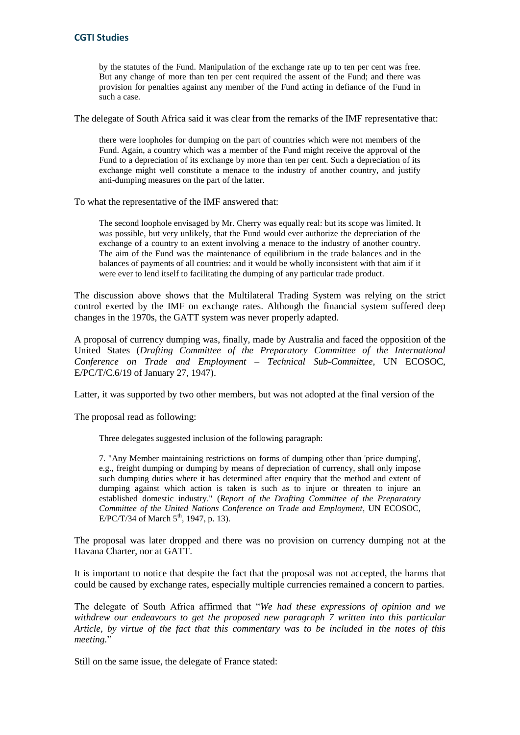> by the statutes of the Fund. Manipulation of the exchange rate up to ten per cent was free. But any change of more than ten per cent required the assent of the Fund; and there was provision for penalties against any member of the Fund acting in defiance of the Fund in such a case.

The delegate of South Africa said it was clear from the remarks of the IMF representative that:

> there were loopholes for dumping on the part of countries which were not members of the Fund. Again, a country which was a member of the Fund might receive the approval of the Fund to a depreciation of its exchange by more than ten per cent. Such a depreciation of its exchange might well constitute a menace to the industry of another country, and justify anti-dumping measures on the part of the latter.

To what the representative of the IMF answered that:

> The second loophole envisaged by Mr. Cherry was equally real: but its scope was limited. It was possible, but very unlikely, that the Fund would ever authorize the depreciation of the exchange of a country to an extent involving a menace to the industry of another country. The aim of the Fund was the maintenance of equilibrium in the trade balances and in the balances of payments of all countries: and it would be wholly inconsistent with that aim if it were ever to lend itself to facilitating the dumping of any particular trade product.

The discussion above shows that the Multilateral Trading System was relying on the strict control exerted by the IMF on exchange rates. Although the financial system suffered deep changes in the 1970s, the GATT system was never properly adapted.

A proposal of currency dumping was, finally, made by Australia and faced the opposition of the United States (*Drafting Committee of the Preparatory Committee of the International Conference on Trade and Employment – Technical Sub-Committee*, UN ECOSOC, E/PC/T/C.6/19 of January 27, 1947).

Latter, it was supported by two other members, but was not adopted at the final version of the

The proposal read as following:

> Three delegates suggested inclusion of the following paragraph:
>
> 7. "Any Member maintaining restrictions on forms of dumping other than 'price dumping', e.g., freight dumping or dumping by means of depreciation of currency, shall only impose such dumping duties where it has determined after enquiry that the method and extent of dumping against which action is taken is such as to injure or threaten to injure an established domestic industry." (*Report of the Drafting Committee of the Preparatory Committee of the United Nations Conference on Trade and Employment*, UN ECOSOC, E/PC/T/34 of March 5th, 1947, p. 13).

The proposal was later dropped and there was no provision on currency dumping not at the Havana Charter, nor at GATT.

It is important to notice that despite the fact that the proposal was not accepted, the harms that could be caused by exchange rates, especially multiple currencies remained a concern to parties.

The delegate of South Africa affirmed that "*We had these expressions of opinion and we withdrew our endeavours to get the proposed new paragraph 7 written into this particular Article, by virtue of the fact that this commentary was to be included in the notes of this meeting.*"

Still on the same issue, the delegate of France stated: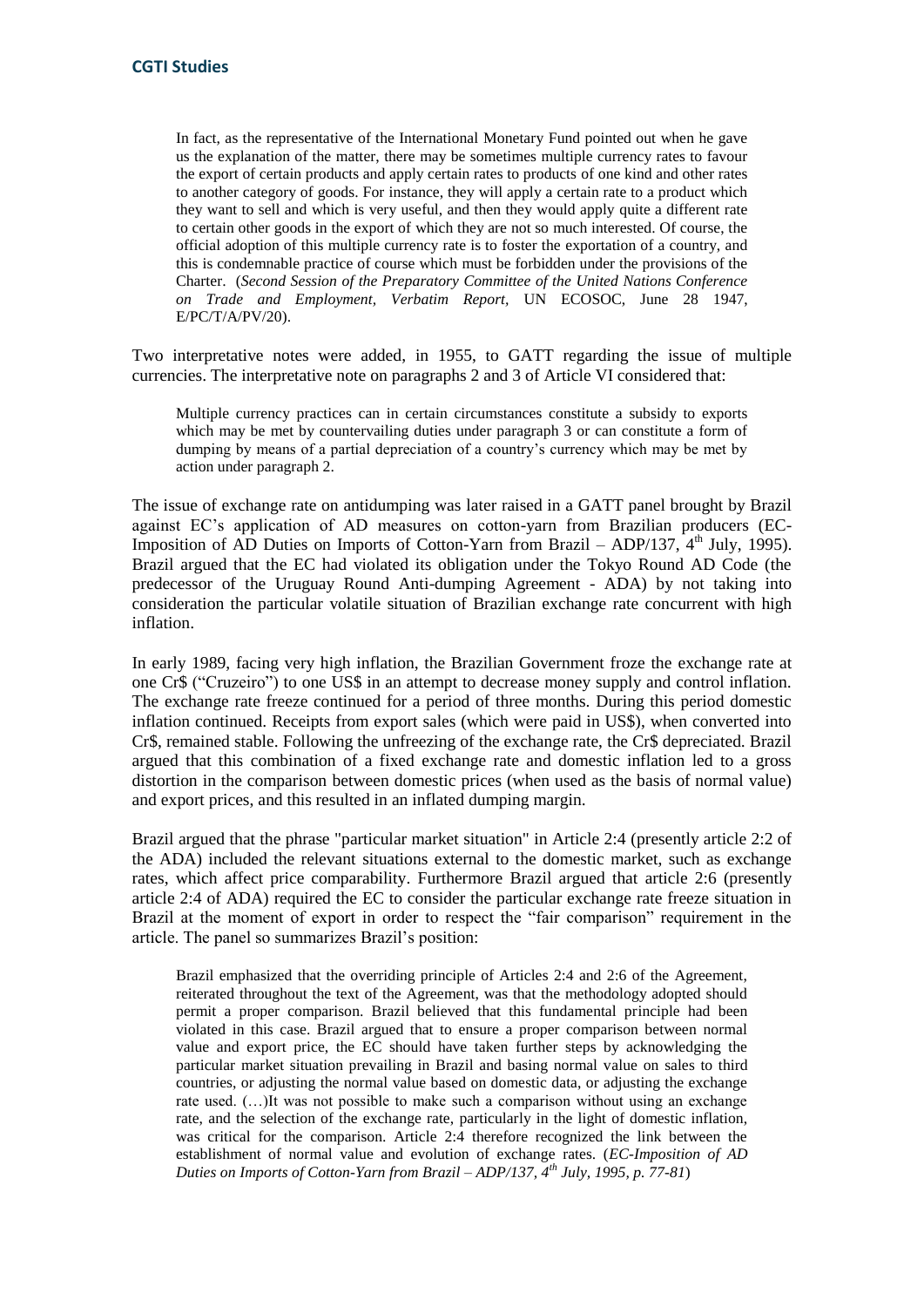> In fact, as the representative of the International Monetary Fund pointed out when he gave us the explanation of the matter, there may be sometimes multiple currency rates to favour the export of certain products and apply certain rates to products of one kind and other rates to another category of goods. For instance, they will apply a certain rate to a product which they want to sell and which is very useful, and then they would apply quite a different rate to certain other goods in the export of which they are not so much interested. Of course, the official adoption of this multiple currency rate is to foster the exportation of a country, and this is condemnable practice of course which must be forbidden under the provisions of the Charter. (*Second Session of the Preparatory Committee of the United Nations Conference on Trade and Employment, Verbatim Report*, UN ECOSOC, June 28 1947, E/PC/T/A/PV/20).

Two interpretative notes were added, in 1955, to GATT regarding the issue of multiple currencies. The interpretative note on paragraphs 2 and 3 of Article VI considered that:

> Multiple currency practices can in certain circumstances constitute a subsidy to exports which may be met by countervailing duties under paragraph 3 or can constitute a form of dumping by means of a partial depreciation of a country's currency which may be met by action under paragraph 2.

The issue of exchange rate on antidumping was later raised in a GATT panel brought by Brazil against EC's application of AD measures on cotton-yarn from Brazilian producers (EC-Imposition of AD Duties on Imports of Cotton-Yarn from Brazil – ADP/137, 4th July, 1995). Brazil argued that the EC had violated its obligation under the Tokyo Round AD Code (the predecessor of the Uruguay Round Anti-dumping Agreement - ADA) by not taking into consideration the particular volatile situation of Brazilian exchange rate concurrent with high inflation.

In early 1989, facing very high inflation, the Brazilian Government froze the exchange rate at one Cr$ ("Cruzeiro") to one US$ in an attempt to decrease money supply and control inflation. The exchange rate freeze continued for a period of three months. During this period domestic inflation continued. Receipts from export sales (which were paid in US$), when converted into Cr$, remained stable. Following the unfreezing of the exchange rate, the Cr$ depreciated. Brazil argued that this combination of a fixed exchange rate and domestic inflation led to a gross distortion in the comparison between domestic prices (when used as the basis of normal value) and export prices, and this resulted in an inflated dumping margin.

Brazil argued that the phrase "particular market situation" in Article 2:4 (presently article 2:2 of the ADA) included the relevant situations external to the domestic market, such as exchange rates, which affect price comparability. Furthermore Brazil argued that article 2:6 (presently article 2:4 of ADA) required the EC to consider the particular exchange rate freeze situation in Brazil at the moment of export in order to respect the "fair comparison" requirement in the article. The panel so summarizes Brazil's position:

> Brazil emphasized that the overriding principle of Articles 2:4 and 2:6 of the Agreement, reiterated throughout the text of the Agreement, was that the methodology adopted should permit a proper comparison. Brazil believed that this fundamental principle had been violated in this case. Brazil argued that to ensure a proper comparison between normal value and export price, the EC should have taken further steps by acknowledging the particular market situation prevailing in Brazil and basing normal value on sales to third countries, or adjusting the normal value based on domestic data, or adjusting the exchange rate used. (…)It was not possible to make such a comparison without using an exchange rate, and the selection of the exchange rate, particularly in the light of domestic inflation, was critical for the comparison. Article 2:4 therefore recognized the link between the establishment of normal value and evolution of exchange rates. (*EC-Imposition of AD Duties on Imports of Cotton-Yarn from Brazil – ADP/137, 4th July, 1995, p. 77-81*)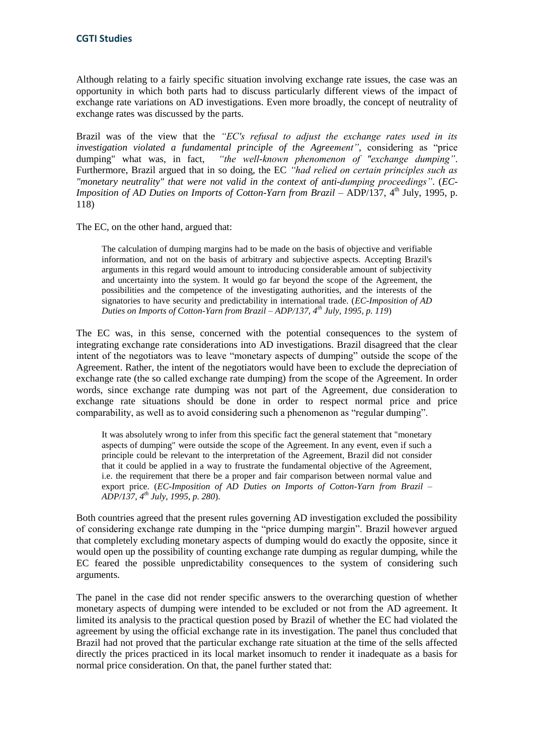Although relating to a fairly specific situation involving exchange rate issues, the case was an opportunity in which both parts had to discuss particularly different views of the impact of exchange rate variations on AD investigations. Even more broadly, the concept of neutrality of exchange rates was discussed by the parts.

Brazil was of the view that the *"EC's refusal to adjust the exchange rates used in its investigation violated a fundamental principle of the Agreement"*, considering as "price dumping" what was, in fact, *"the well-known phenomenon of "exchange dumping"*. Furthermore, Brazil argued that in so doing, the EC *"had relied on certain principles such as "monetary neutrality" that were not valid in the context of anti-dumping proceedings"*. (*EC-Imposition of AD Duties on Imports of Cotton-Yarn from Brazil* – ADP/137, 4th July, 1995, p. 118)

The EC, on the other hand, argued that:

> The calculation of dumping margins had to be made on the basis of objective and verifiable information, and not on the basis of arbitrary and subjective aspects. Accepting Brazil's arguments in this regard would amount to introducing considerable amount of subjectivity and uncertainty into the system. It would go far beyond the scope of the Agreement, the possibilities and the competence of the investigating authorities, and the interests of the signatories to have security and predictability in international trade. (*EC-Imposition of AD Duties on Imports of Cotton-Yarn from Brazil – ADP/137, 4th July, 1995, p. 119*)

The EC was, in this sense, concerned with the potential consequences to the system of integrating exchange rate considerations into AD investigations. Brazil disagreed that the clear intent of the negotiators was to leave "monetary aspects of dumping" outside the scope of the Agreement. Rather, the intent of the negotiators would have been to exclude the depreciation of exchange rate (the so called exchange rate dumping) from the scope of the Agreement. In order words, since exchange rate dumping was not part of the Agreement, due consideration to exchange rate situations should be done in order to respect normal price and price comparability, as well as to avoid considering such a phenomenon as "regular dumping".

> It was absolutely wrong to infer from this specific fact the general statement that "monetary aspects of dumping" were outside the scope of the Agreement. In any event, even if such a principle could be relevant to the interpretation of the Agreement, Brazil did not consider that it could be applied in a way to frustrate the fundamental objective of the Agreement, i.e. the requirement that there be a proper and fair comparison between normal value and export price. (*EC-Imposition of AD Duties on Imports of Cotton-Yarn from Brazil – ADP/137, 4th July, 1995, p. 280*).

Both countries agreed that the present rules governing AD investigation excluded the possibility of considering exchange rate dumping in the "price dumping margin". Brazil however argued that completely excluding monetary aspects of dumping would do exactly the opposite, since it would open up the possibility of counting exchange rate dumping as regular dumping, while the EC feared the possible unpredictability consequences to the system of considering such arguments.

The panel in the case did not render specific answers to the overarching question of whether monetary aspects of dumping were intended to be excluded or not from the AD agreement. It limited its analysis to the practical question posed by Brazil of whether the EC had violated the agreement by using the official exchange rate in its investigation. The panel thus concluded that Brazil had not proved that the particular exchange rate situation at the time of the sells affected directly the prices practiced in its local market insomuch to render it inadequate as a basis for normal price consideration. On that, the panel further stated that: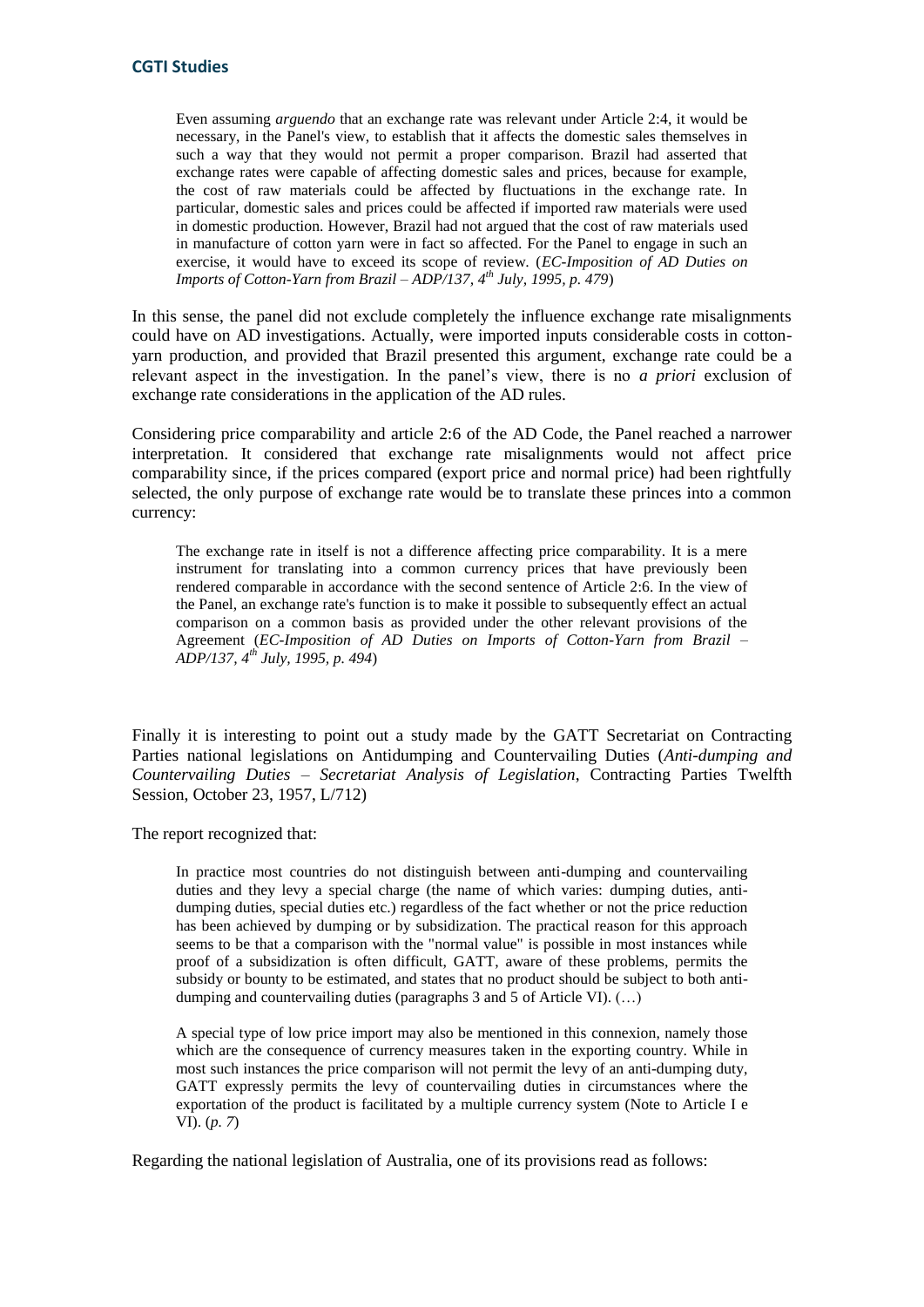> Even assuming *arguendo* that an exchange rate was relevant under Article 2:4, it would be necessary, in the Panel's view, to establish that it affects the domestic sales themselves in such a way that they would not permit a proper comparison. Brazil had asserted that exchange rates were capable of affecting domestic sales and prices, because for example, the cost of raw materials could be affected by fluctuations in the exchange rate. In particular, domestic sales and prices could be affected if imported raw materials were used in domestic production. However, Brazil had not argued that the cost of raw materials used in manufacture of cotton yarn were in fact so affected. For the Panel to engage in such an exercise, it would have to exceed its scope of review. (*EC-Imposition of AD Duties on Imports of Cotton-Yarn from Brazil – ADP/137, 4th July, 1995, p. 479*)

In this sense, the panel did not exclude completely the influence exchange rate misalignments could have on AD investigations. Actually, were imported inputs considerable costs in cotton-yarn production, and provided that Brazil presented this argument, exchange rate could be a relevant aspect in the investigation. In the panel's view, there is no *a priori* exclusion of exchange rate considerations in the application of the AD rules.

Considering price comparability and article 2:6 of the AD Code, the Panel reached a narrower interpretation. It considered that exchange rate misalignments would not affect price comparability since, if the prices compared (export price and normal price) had been rightfully selected, the only purpose of exchange rate would be to translate these princes into a common currency:

> The exchange rate in itself is not a difference affecting price comparability. It is a mere instrument for translating into a common currency prices that have previously been rendered comparable in accordance with the second sentence of Article 2:6. In the view of the Panel, an exchange rate's function is to make it possible to subsequently effect an actual comparison on a common basis as provided under the other relevant provisions of the Agreement (*EC-Imposition of AD Duties on Imports of Cotton-Yarn from Brazil – ADP/137, 4th July, 1995, p. 494*)

Finally it is interesting to point out a study made by the GATT Secretariat on Contracting Parties national legislations on Antidumping and Countervailing Duties (*Anti-dumping and Countervailing Duties – Secretariat Analysis of Legislation*, Contracting Parties Twelfth Session, October 23, 1957, L/712)

The report recognized that:

> In practice most countries do not distinguish between anti-dumping and countervailing duties and they levy a special charge (the name of which varies: dumping duties, anti-dumping duties, special duties etc.) regardless of the fact whether or not the price reduction has been achieved by dumping or by subsidization. The practical reason for this approach seems to be that a comparison with the "normal value" is possible in most instances while proof of a subsidization is often difficult, GATT, aware of these problems, permits the subsidy or bounty to be estimated, and states that no product should be subject to both anti-dumping and countervailing duties (paragraphs 3 and 5 of Article VI). (…)
>
> A special type of low price import may also be mentioned in this connexion, namely those which are the consequence of currency measures taken in the exporting country. While in most such instances the price comparison will not permit the levy of an anti-dumping duty, GATT expressly permits the levy of countervailing duties in circumstances where the exportation of the product is facilitated by a multiple currency system (Note to Article I e VI). (*p. 7*)

Regarding the national legislation of Australia, one of its provisions read as follows: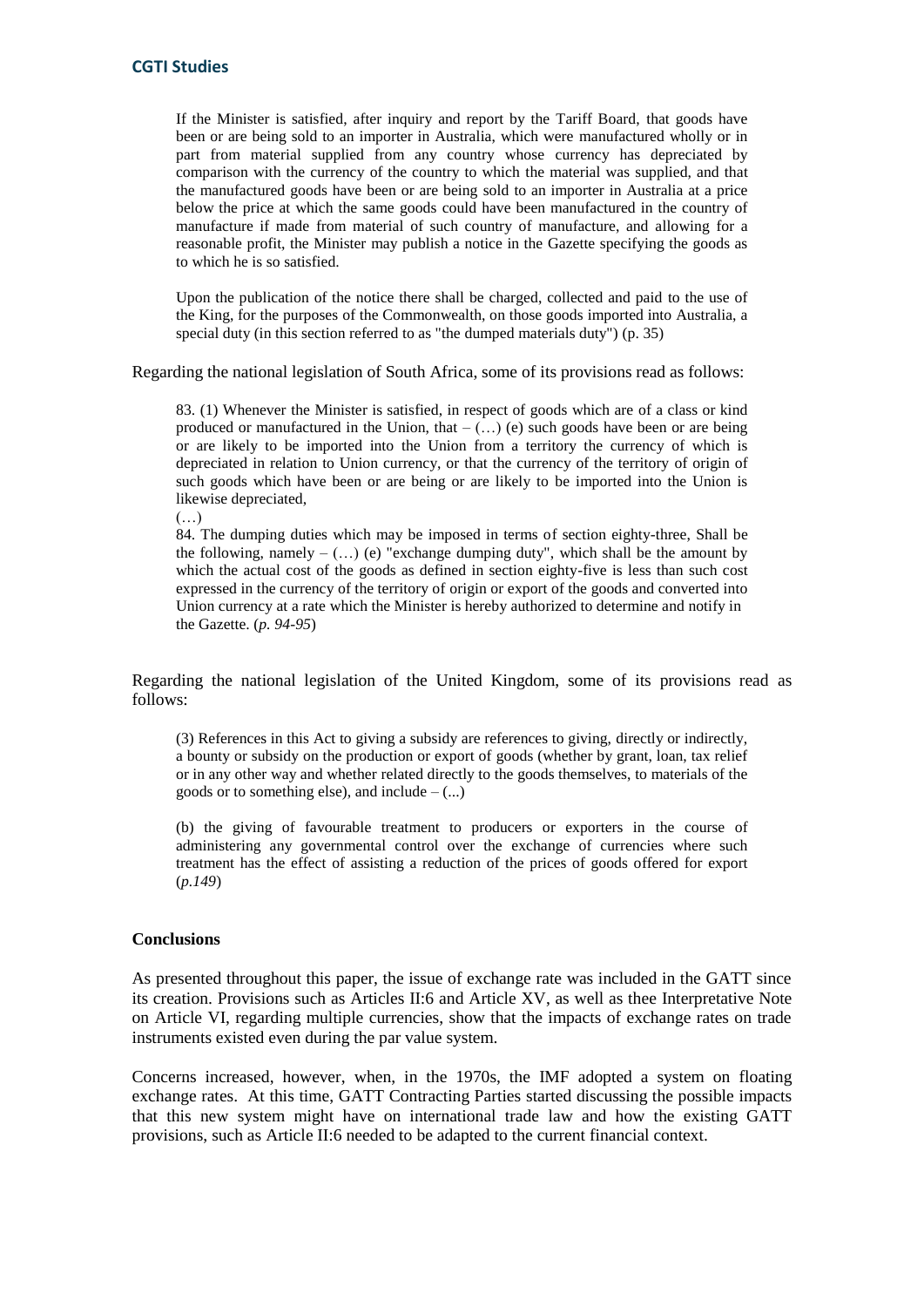> If the Minister is satisfied, after inquiry and report by the Tariff Board, that goods have been or are being sold to an importer in Australia, which were manufactured wholly or in part from material supplied from any country whose currency has depreciated by comparison with the currency of the country to which the material was supplied, and that the manufactured goods have been or are being sold to an importer in Australia at a price below the price at which the same goods could have been manufactured in the country of manufacture if made from material of such country of manufacture, and allowing for a reasonable profit, the Minister may publish a notice in the Gazette specifying the goods as to which he is so satisfied.
>
> Upon the publication of the notice there shall be charged, collected and paid to the use of the King, for the purposes of the Commonwealth, on those goods imported into Australia, a special duty (in this section referred to as "the dumped materials duty") (p. 35)

Regarding the national legislation of South Africa, some of its provisions read as follows:

> 83. (1) Whenever the Minister is satisfied, in respect of goods which are of a class or kind produced or manufactured in the Union, that – (…) (e) such goods have been or are being or are likely to be imported into the Union from a territory the currency of which is depreciated in relation to Union currency, or that the currency of the territory of origin of such goods which have been or are being or are likely to be imported into the Union is likewise depreciated,
>
> (…)
>
> 84. The dumping duties which may be imposed in terms of section eighty-three, Shall be the following, namely – (…) (e) "exchange dumping duty", which shall be the amount by which the actual cost of the goods as defined in section eighty-five is less than such cost expressed in the currency of the territory of origin or export of the goods and converted into Union currency at a rate which the Minister is hereby authorized to determine and notify in the Gazette. (*p. 94-95*)

Regarding the national legislation of the United Kingdom, some of its provisions read as follows:

> (3) References in this Act to giving a subsidy are references to giving, directly or indirectly, a bounty or subsidy on the production or export of goods (whether by grant, loan, tax relief or in any other way and whether related directly to the goods themselves, to materials of the goods or to something else), and include – (...)
>
> (b) the giving of favourable treatment to producers or exporters in the course of administering any governmental control over the exchange of currencies where such treatment has the effect of assisting a reduction of the prices of goods offered for export (*p.149*)

### Conclusions

As presented throughout this paper, the issue of exchange rate was included in the GATT since its creation. Provisions such as Articles II:6 and Article XV, as well as thee Interpretative Note on Article VI, regarding multiple currencies, show that the impacts of exchange rates on trade instruments existed even during the par value system.

Concerns increased, however, when, in the 1970s, the IMF adopted a system on floating exchange rates. At this time, GATT Contracting Parties started discussing the possible impacts that this new system might have on international trade law and how the existing GATT provisions, such as Article II:6 needed to be adapted to the current financial context.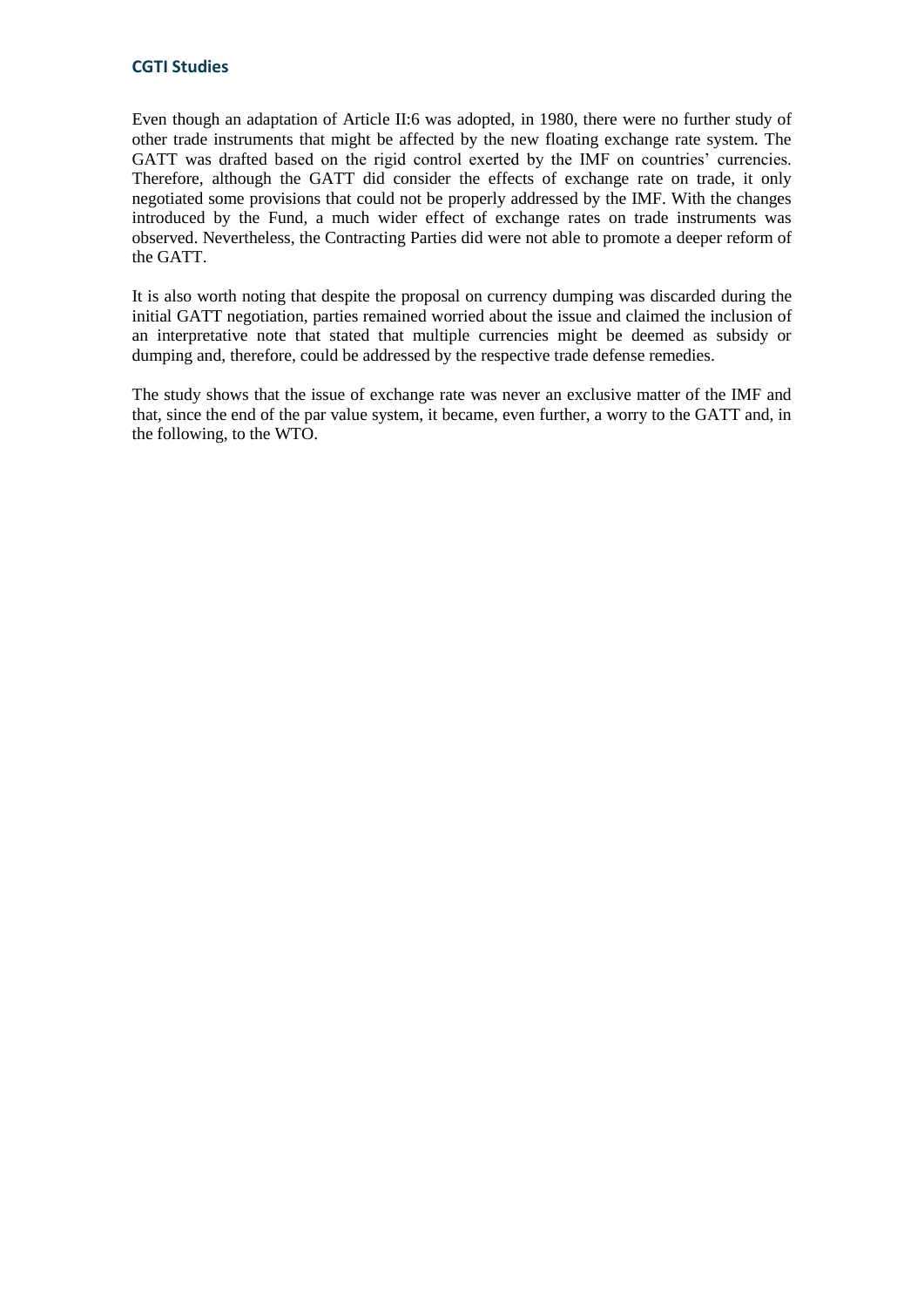Even though an adaptation of Article II:6 was adopted, in 1980, there were no further study of other trade instruments that might be affected by the new floating exchange rate system. The GATT was drafted based on the rigid control exerted by the IMF on countries' currencies. Therefore, although the GATT did consider the effects of exchange rate on trade, it only negotiated some provisions that could not be properly addressed by the IMF. With the changes introduced by the Fund, a much wider effect of exchange rates on trade instruments was observed. Nevertheless, the Contracting Parties did were not able to promote a deeper reform of the GATT.

It is also worth noting that despite the proposal on currency dumping was discarded during the initial GATT negotiation, parties remained worried about the issue and claimed the inclusion of an interpretative note that stated that multiple currencies might be deemed as subsidy or dumping and, therefore, could be addressed by the respective trade defense remedies.

The study shows that the issue of exchange rate was never an exclusive matter of the IMF and that, since the end of the par value system, it became, even further, a worry to the GATT and, in the following, to the WTO.